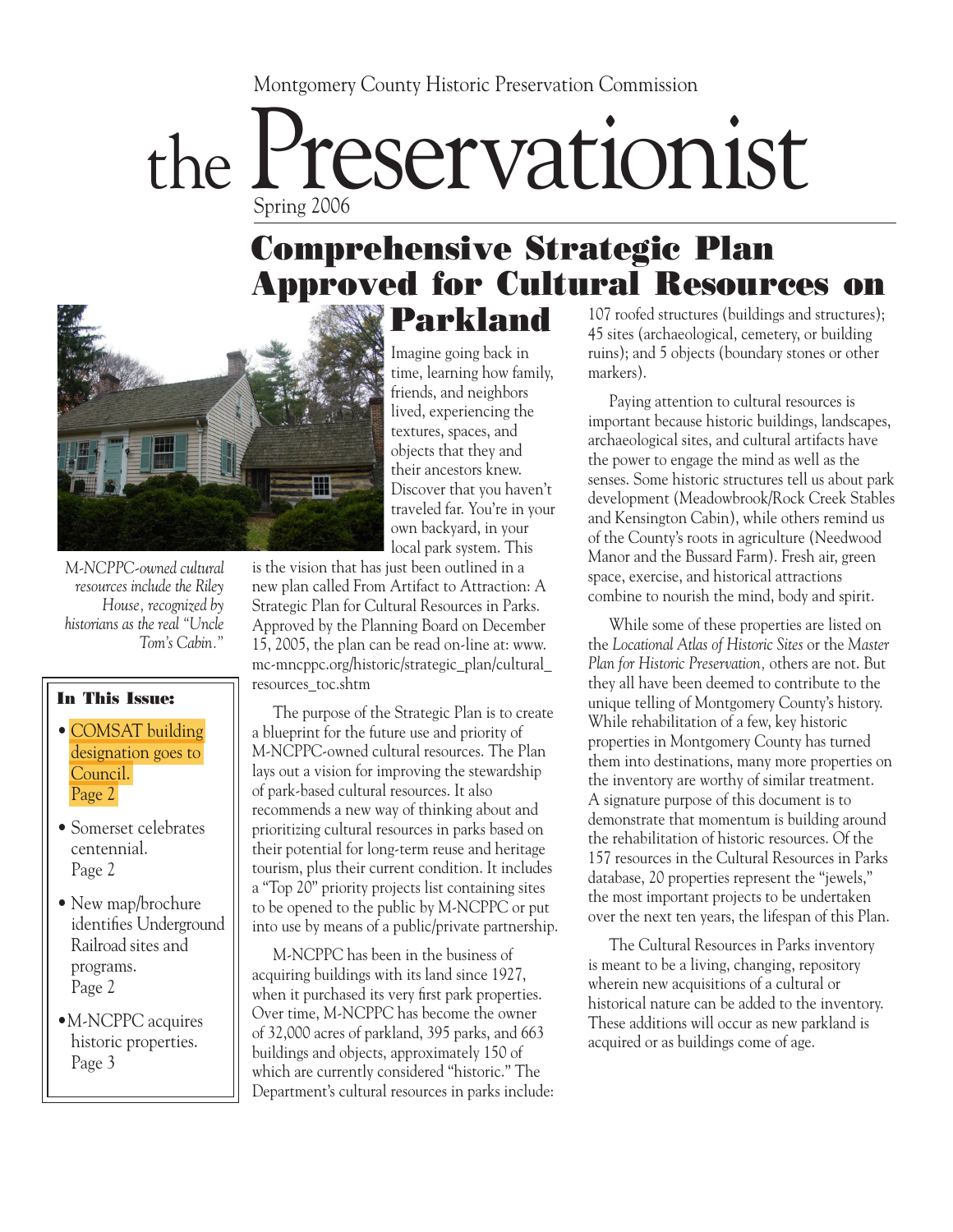Montgomery County Historic Preservation Commission

# the Preservationist

Spring 2006

## Comprehensive Strategic Plan Approved for Cultural Resources on Parkland

*M-NCPPC-owned cultural resources include the Riley House, recognized by historians as the real "Uncle Tom's Cabin."*

**In This Issue:**

- COMSAT building designation goes to Council. Page 2
- Somerset celebrates centennial. Page 2
- New map/brochure identifies Underground Railroad sites and programs. Page 2
- M-NCPPC acquires historic properties. Page 3

Imagine going back in time, learning how family, friends, and neighbors lived, experiencing the textures, spaces, and objects that they and their ancestors knew. Discover that you haven't traveled far. You're in your own backyard, in your local park system. This is the vision that has just been outlined in a new plan called From Artifact to Attraction: A Strategic Plan for Cultural Resources in Parks. Approved by the Planning Board on December 15, 2005, the plan can be read on-line at: www.mc-mncppc.org/historic/strategic_plan/cultural_resources_toc.shtm

The purpose of the Strategic Plan is to create a blueprint for the future use and priority of M-NCPPC-owned cultural resources. The Plan lays out a vision for improving the stewardship of park-based cultural resources. It also recommends a new way of thinking about and prioritizing cultural resources in parks based on their potential for long-term reuse and heritage tourism, plus their current condition. It includes a "Top 20" priority projects list containing sites to be opened to the public by M-NCPPC or put into use by means of a public/private partnership.

M-NCPPC has been in the business of acquiring buildings with its land since 1927, when it purchased its very first park properties. Over time, M-NCPPC has become the owner of 32,000 acres of parkland, 395 parks, and 663 buildings and objects, approximately 150 of which are currently considered "historic." The Department's cultural resources in parks include: 107 roofed structures (buildings and structures); 45 sites (archaeological, cemetery, or building ruins); and 5 objects (boundary stones or other markers).

Paying attention to cultural resources is important because historic buildings, landscapes, archaeological sites, and cultural artifacts have the power to engage the mind as well as the senses. Some historic structures tell us about park development (Meadowbrook/Rock Creek Stables and Kensington Cabin), while others remind us of the County's roots in agriculture (Needwood Manor and the Bussard Farm). Fresh air, green space, exercise, and historical attractions combine to nourish the mind, body and spirit.

While some of these properties are listed on the *Locational Atlas of Historic Sites* or the *Master Plan for Historic Preservation,* others are not. But they all have been deemed to contribute to the unique telling of Montgomery County's history. While rehabilitation of a few, key historic properties in Montgomery County has turned them into destinations, many more properties on the inventory are worthy of similar treatment. A signature purpose of this document is to demonstrate that momentum is building around the rehabilitation of historic resources. Of the 157 resources in the Cultural Resources in Parks database, 20 properties represent the "jewels," the most important projects to be undertaken over the next ten years, the lifespan of this Plan.

The Cultural Resources in Parks inventory is meant to be a living, changing, repository wherein new acquisitions of a cultural or historical nature can be added to the inventory. These additions will occur as new parkland is acquired or as buildings come of age.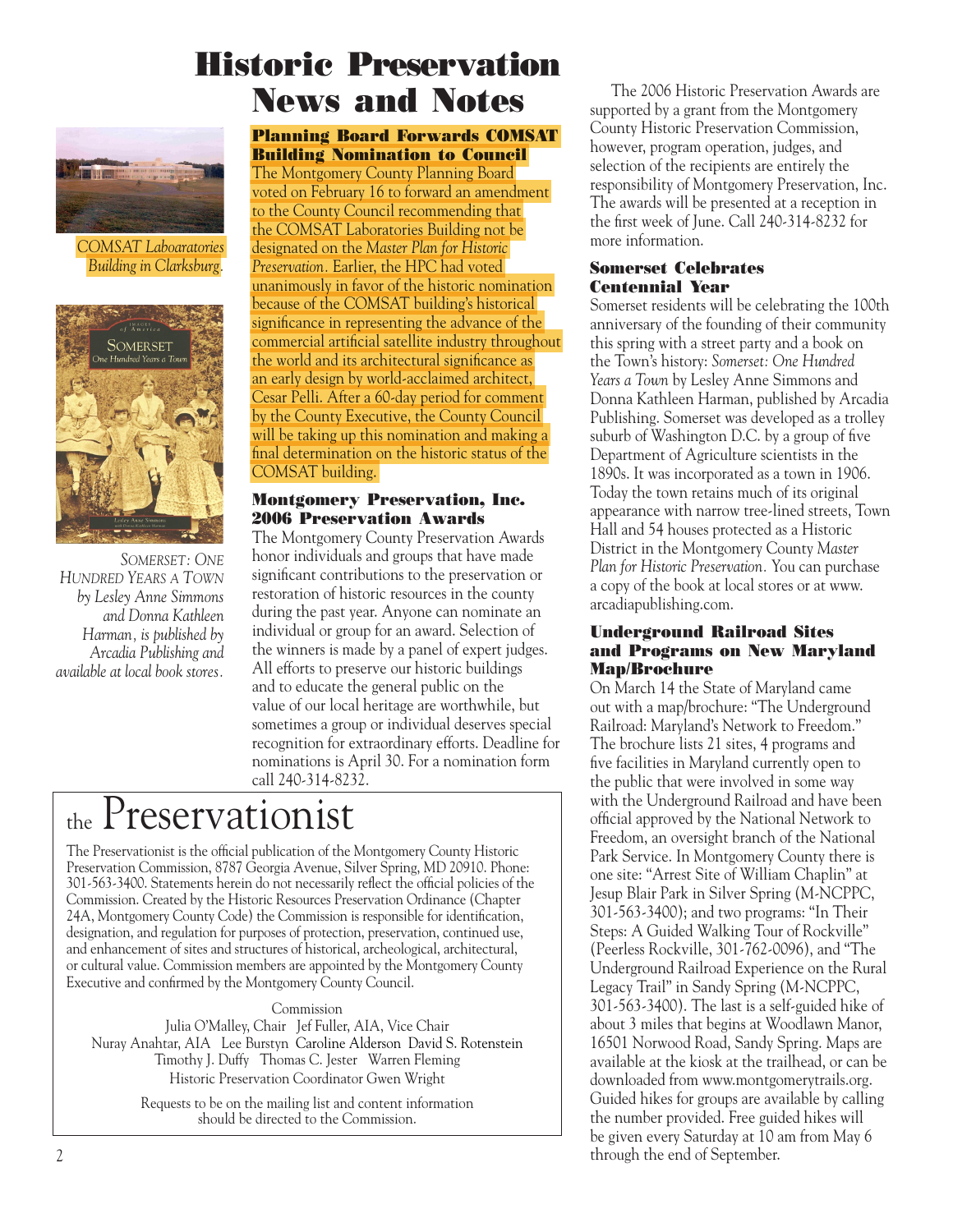# Historic Preservation News and Notes

*COMSAT Laboaratories Building in Clarksburg.*

*SOMERSET: ONE HUNDRED YEARS A TOWN by Lesley Anne Simmons and Donna Kathleen Harman, is published by Arcadia Publishing and available at local book stores.*

### Planning Board Forwards COMSAT Building Nomination to Council

The Montgomery County Planning Board voted on February 16 to forward an amendment to the County Council recommending that the COMSAT Laboratories Building not be designated on the *Master Plan for Historic Preservation.* Earlier, the HPC had voted unanimously in favor of the historic nomination because of the COMSAT building's historical significance in representing the advance of the commercial artificial satellite industry throughout the world and its architectural significance as an early design by world-acclaimed architect, Cesar Pelli. After a 60-day period for comment by the County Executive, the County Council will be taking up this nomination and making a final determination on the historic status of the COMSAT building.

### Montgomery Preservation, Inc. 2006 Preservation Awards

The Montgomery County Preservation Awards honor individuals and groups that have made significant contributions to the preservation or restoration of historic resources in the county during the past year. Anyone can nominate an individual or group for an award. Selection of the winners is made by a panel of expert judges. All efforts to preserve our historic buildings and to educate the general public on the value of our local heritage are worthwhile, but sometimes a group or individual deserves special recognition for extraordinary efforts. Deadline for nominations is April 30. For a nomination form call 240-314-8232.

The 2006 Historic Preservation Awards are supported by a grant from the Montgomery County Historic Preservation Commission, however, program operation, judges, and selection of the recipients are entirely the responsibility of Montgomery Preservation, Inc. The awards will be presented at a reception in the first week of June. Call 240-314-8232 for more information.

### Somerset Celebrates Centennial Year

Somerset residents will be celebrating the 100th anniversary of the founding of their community this spring with a street party and a book on the Town's history: *Somerset: One Hundred Years a Town* by Lesley Anne Simmons and Donna Kathleen Harman, published by Arcadia Publishing. Somerset was developed as a trolley suburb of Washington D.C. by a group of five Department of Agriculture scientists in the 1890s. It was incorporated as a town in 1906. Today the town retains much of its original appearance with narrow tree-lined streets, Town Hall and 54 houses protected as a Historic District in the Montgomery County *Master Plan for Historic Preservation.* You can purchase a copy of the book at local stores or at www.arcadiapublishing.com.

### Underground Railroad Sites and Programs on New Maryland Map/Brochure

On March 14 the State of Maryland came out with a map/brochure: "The Underground Railroad: Maryland's Network to Freedom." The brochure lists 21 sites, 4 programs and five facilities in Maryland currently open to the public that were involved in some way with the Underground Railroad and have been official approved by the National Network to Freedom, an oversight branch of the National Park Service. In Montgomery County there is one site: "Arrest Site of William Chaplin" at Jesup Blair Park in Silver Spring (M-NCPPC, 301-563-3400); and two programs: "In Their Steps: A Guided Walking Tour of Rockville" (Peerless Rockville, 301-762-0096), and "The Underground Railroad Experience on the Rural Legacy Trail" in Sandy Spring (M-NCPPC, 301-563-3400). The last is a self-guided hike of about 3 miles that begins at Woodlawn Manor, 16501 Norwood Road, Sandy Spring. Maps are available at the kiosk at the trailhead, or can be downloaded from www.montgomerytrails.org. Guided hikes for groups are available by calling the number provided. Free guided hikes will be given every Saturday at 10 am from May 6 through the end of September.

---

## the Preservationist

The Preservationist is the official publication of the Montgomery County Historic Preservation Commission, 8787 Georgia Avenue, Silver Spring, MD 20910. Phone: 301-563-3400. Statements herein do not necessarily reflect the official policies of the Commission. Created by the Historic Resources Preservation Ordinance (Chapter 24A, Montgomery County Code) the Commission is responsible for identification, designation, and regulation for purposes of protection, preservation, continued use, and enhancement of sites and structures of historical, archeological, architectural, or cultural value. Commission members are appointed by the Montgomery County Executive and confirmed by the Montgomery County Council.

Commission

Julia O'Malley, Chair  Jef Fuller, AIA, Vice Chair
Nuray Anahtar, AIA  Lee Burstyn  Caroline Alderson  David S. Rotenstein
Timothy J. Duffy  Thomas C. Jester  Warren Fleming
Historic Preservation Coordinator Gwen Wright

Requests to be on the mailing list and content information should be directed to the Commission.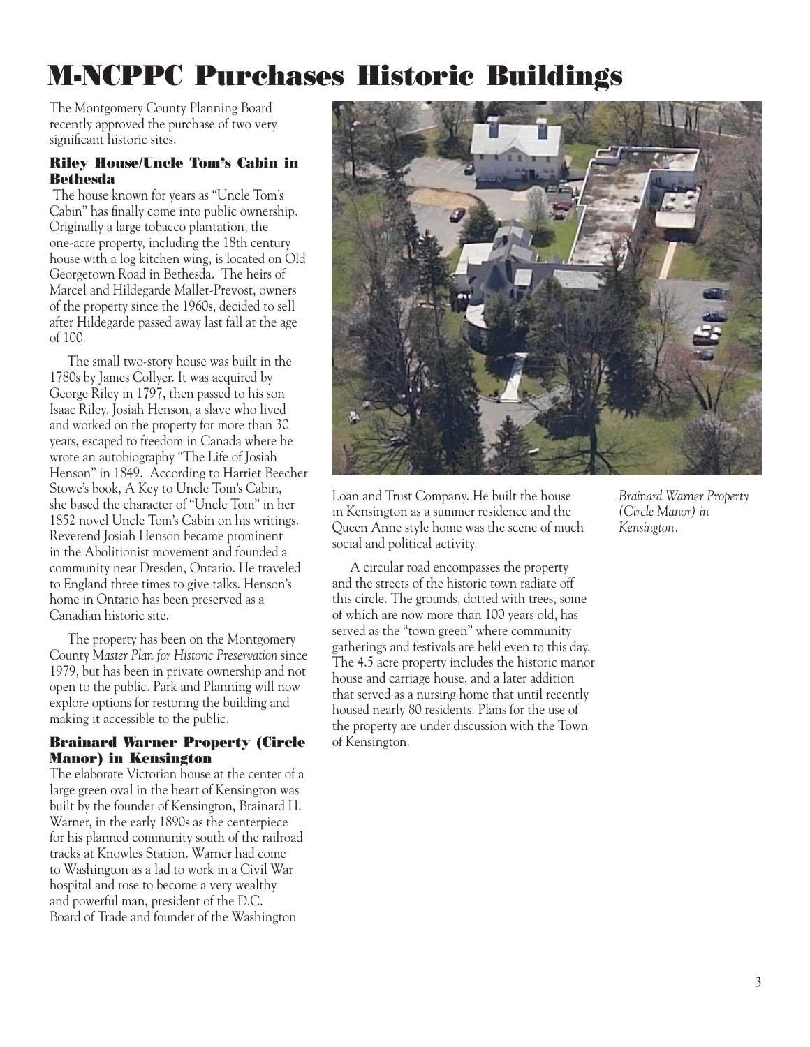# M-NCPPC Purchases Historic Buildings

The Montgomery County Planning Board recently approved the purchase of two very significant historic sites.

### Riley House/Uncle Tom's Cabin in Bethesda

The house known for years as "Uncle Tom's Cabin" has finally come into public ownership. Originally a large tobacco plantation, the one-acre property, including the 18th century house with a log kitchen wing, is located on Old Georgetown Road in Bethesda. The heirs of Marcel and Hildegarde Mallet-Prevost, owners of the property since the 1960s, decided to sell after Hildegarde passed away last fall at the age of 100.

The small two-story house was built in the 1780s by James Collyer. It was acquired by George Riley in 1797, then passed to his son Isaac Riley. Josiah Henson, a slave who lived and worked on the property for more than 30 years, escaped to freedom in Canada where he wrote an autobiography "The Life of Josiah Henson" in 1849. According to Harriet Beecher Stowe's book, A Key to Uncle Tom's Cabin, she based the character of "Uncle Tom" in her 1852 novel Uncle Tom's Cabin on his writings. Reverend Josiah Henson became prominent in the Abolitionist movement and founded a community near Dresden, Ontario. He traveled to England three times to give talks. Henson's home in Ontario has been preserved as a Canadian historic site.

The property has been on the Montgomery County *Master Plan for Historic Preservation* since 1979, but has been in private ownership and not open to the public. Park and Planning will now explore options for restoring the building and making it accessible to the public.

### Brainard Warner Property (Circle Manor) in Kensington

The elaborate Victorian house at the center of a large green oval in the heart of Kensington was built by the founder of Kensington, Brainard H. Warner, in the early 1890s as the centerpiece for his planned community south of the railroad tracks at Knowles Station. Warner had come to Washington as a lad to work in a Civil War hospital and rose to become a very wealthy and powerful man, president of the D.C. Board of Trade and founder of the Washington Loan and Trust Company. He built the house in Kensington as a summer residence and the Queen Anne style home was the scene of much social and political activity.

A circular road encompasses the property and the streets of the historic town radiate off this circle. The grounds, dotted with trees, some of which are now more than 100 years old, has served as the "town green" where community gatherings and festivals are held even to this day. The 4.5 acre property includes the historic manor house and carriage house, and a later addition that served as a nursing home that until recently housed nearly 80 residents. Plans for the use of the property are under discussion with the Town of Kensington.

*Brainard Warner Property (Circle Manor) in Kensington.*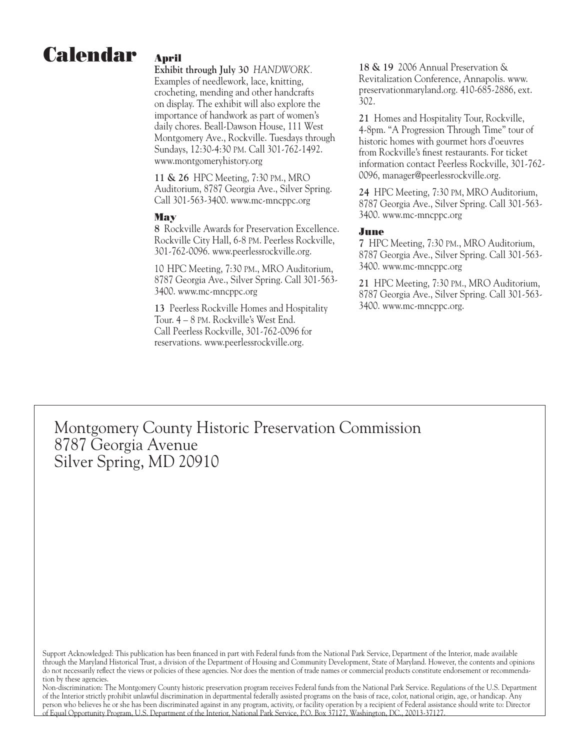# Calendar

## April

**Exhibit through July 30** *HANDWORK.* Examples of needlework, lace, knitting, crocheting, mending and other handcrafts on display. The exhibit will also explore the importance of handwork as part of women's daily chores. Beall-Dawson House, 111 West Montgomery Ave., Rockville. Tuesdays through Sundays, 12:30-4:30 PM. Call 301-762-1492. www.montgomeryhistory.org

**11 & 26** HPC Meeting, 7:30 PM., MRO Auditorium, 8787 Georgia Ave., Silver Spring. Call 301-563-3400. www.mc-mncppc.org

## May

**8** Rockville Awards for Preservation Excellence. Rockville City Hall, 6-8 PM. Peerless Rockville, 301-762-0096. www.peerlessrockville.org.

10 HPC Meeting, 7:30 PM., MRO Auditorium, 8787 Georgia Ave., Silver Spring. Call 301-563-3400. www.mc-mncppc.org

**13** Peerless Rockville Homes and Hospitality Tour. 4 – 8 PM. Rockville's West End. Call Peerless Rockville, 301-762-0096 for reservations. www.peerlessrockville.org.

**18 & 19** 2006 Annual Preservation & Revitalization Conference, Annapolis. www.preservationmaryland.org. 410-685-2886, ext. 302.

**21** Homes and Hospitality Tour, Rockville, 4-8pm. "A Progression Through Time" tour of historic homes with gourmet hors d'oeuvres from Rockville's finest restaurants. For ticket information contact Peerless Rockville, 301-762-0096, manager@peerlessrockville.org.

**24** HPC Meeting, 7:30 PM, MRO Auditorium, 8787 Georgia Ave., Silver Spring. Call 301-563-3400. www.mc-mncppc.org

## June

**7** HPC Meeting, 7:30 PM., MRO Auditorium, 8787 Georgia Ave., Silver Spring. Call 301-563-3400. www.mc-mncppc.org

**21** HPC Meeting, 7:30 PM., MRO Auditorium, 8787 Georgia Ave., Silver Spring. Call 301-563-3400. www.mc-mncppc.org.

---

Montgomery County Historic Preservation Commission
8787 Georgia Avenue
Silver Spring, MD 20910

Support Acknowledged: This publication has been financed in part with Federal funds from the National Park Service, Department of the Interior, made available through the Maryland Historical Trust, a division of the Department of Housing and Community Development, State of Maryland. However, the contents and opinions do not necessarily reflect the views or policies of these agencies. Nor does the mention of trade names or commercial products constitute endorsement or recommendation by these agencies.

Non-discrimination: The Montgomery County historic preservation program receives Federal funds from the National Park Service. Regulations of the U.S. Department of the Interior strictly prohibit unlawful discrimination in departmental federally assisted programs on the basis of race, color, national origin, age, or handicap. Any person who believes he or she has been discriminated against in any program, activity, or facility operation by a recipient of Federal assistance should write to: Director of Equal Opportunity Program, U.S. Department of the Interior, National Park Service, P.O. Box 37127, Washington, DC., 20013-37127.